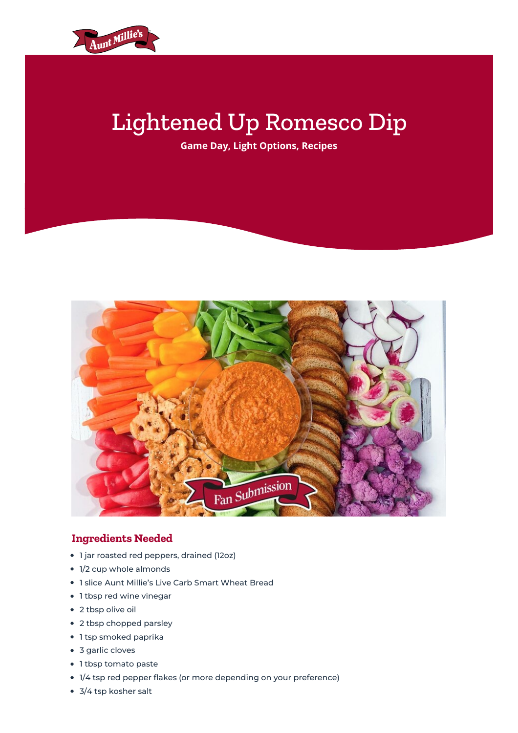# Lightened Up Romesco Dip

**Game Day, Light Options, Recipes**

## Ingredients Needed

- 1 jar roasted red peppers, drained (12oz)
- 1/2 cup whole almonds
- 1 slice Aunt Millie's Live Carb Smart Wheat Bread
- 1 tbsp red wine vinegar
- 2 tbsp olive oil
- 2 tbsp chopped parsley
- 1 tsp smoked paprika
- 3 garlic cloves
- 1 tbsp tomato paste
- 1/4 tsp red pepper flakes (or more depending on your preference)
- 3/4 tsp kosher salt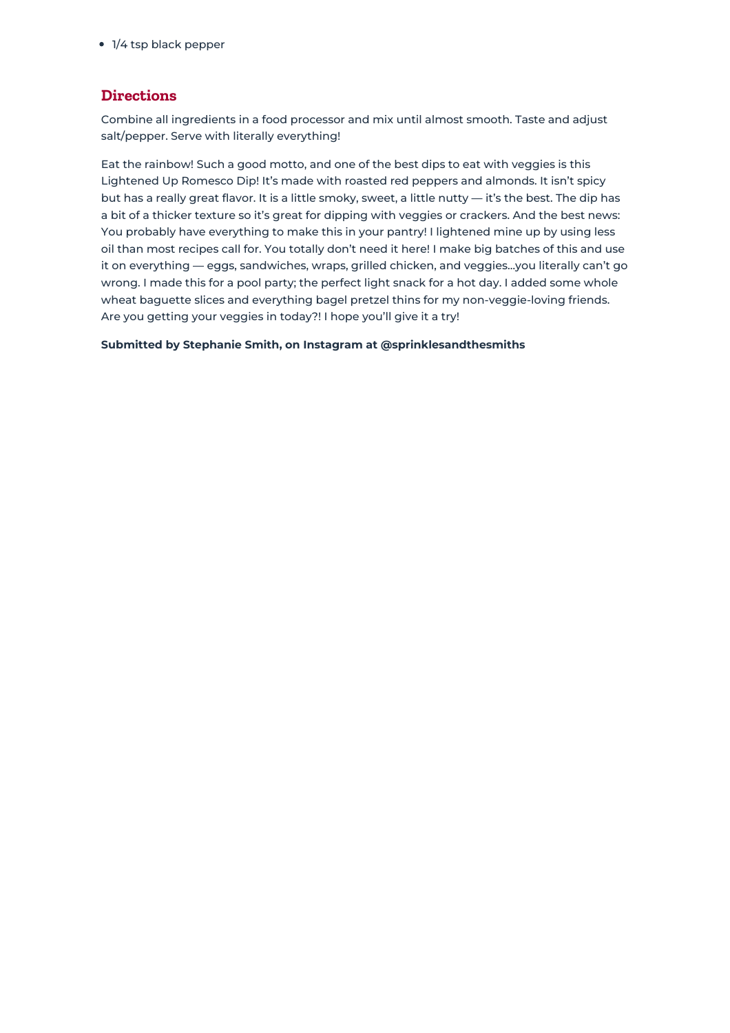- 1/4 tsp black pepper

## Directions

Combine all ingredients in a food processor and mix until almost smooth. Taste and adjust salt/pepper. Serve with literally everything!

Eat the rainbow! Such a good motto, and one of the best dips to eat with veggies is this Lightened Up Romesco Dip! It's made with roasted red peppers and almonds. It isn't spicy but has a really great flavor. It is a little smoky, sweet, a little nutty — it's the best. The dip has a bit of a thicker texture so it's great for dipping with veggies or crackers. And the best news: You probably have everything to make this in your pantry! I lightened mine up by using less oil than most recipes call for. You totally don't need it here! I make big batches of this and use it on everything — eggs, sandwiches, wraps, grilled chicken, and veggies...you literally can't go wrong. I made this for a pool party; the perfect light snack for a hot day. I added some whole wheat baguette slices and everything bagel pretzel thins for my non-veggie-loving friends. Are you getting your veggies in today?! I hope you'll give it a try!

**Submitted by Stephanie Smith, on Instagram at @sprinklesandthesmiths**